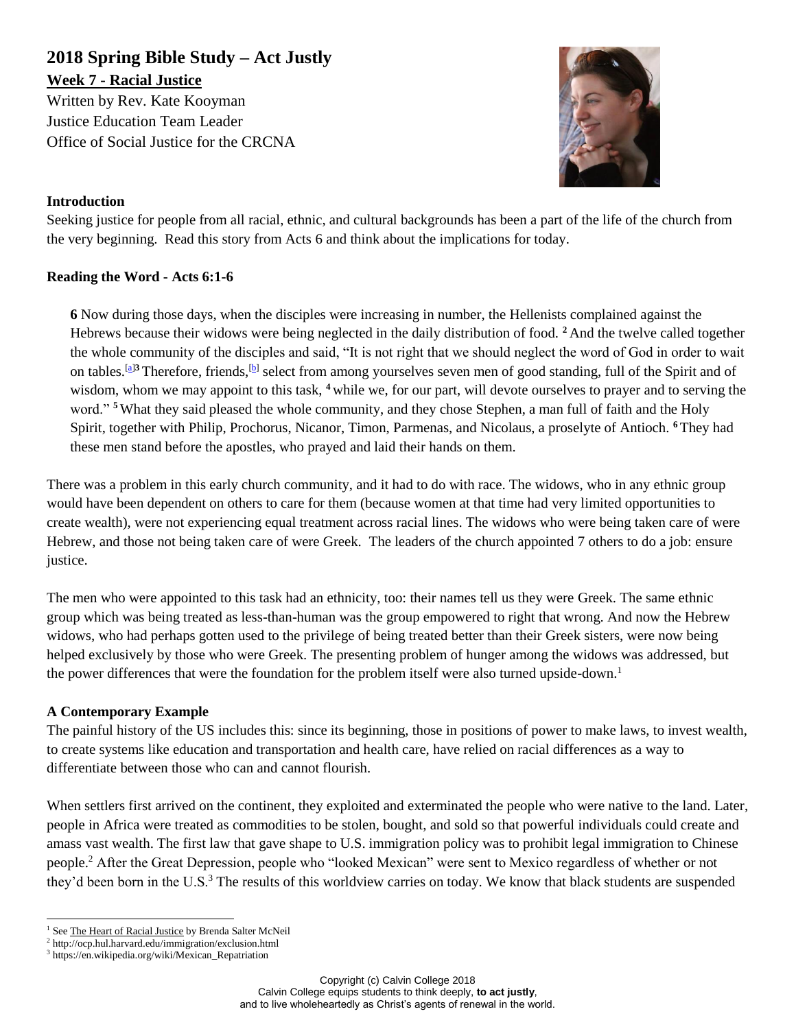# 2018 Spring Bible Study – Act Justly

**Week 7 - Racial Justice**

Written by Rev. Kate Kooyman
Justice Education Team Leader
Office of Social Justice for the CRCNA

**Introduction**

Seeking justice for people from all racial, ethnic, and cultural backgrounds has been a part of the life of the church from the very beginning. Read this story from Acts 6 and think about the implications for today.

**Reading the Word - Acts 6:1-6**

> **6** Now during those days, when the disciples were increasing in number, the Hellenists complained against the Hebrews because their widows were being neglected in the daily distribution of food. **2** And the twelve called together the whole community of the disciples and said, "It is not right that we should neglect the word of God in order to wait on tables.[a] **3** Therefore, friends,[b] select from among yourselves seven men of good standing, full of the Spirit and of wisdom, whom we may appoint to this task, **4** while we, for our part, will devote ourselves to prayer and to serving the word." **5** What they said pleased the whole community, and they chose Stephen, a man full of faith and the Holy Spirit, together with Philip, Prochorus, Nicanor, Timon, Parmenas, and Nicolaus, a proselyte of Antioch. **6** They had these men stand before the apostles, who prayed and laid their hands on them.

There was a problem in this early church community, and it had to do with race. The widows, who in any ethnic group would have been dependent on others to care for them (because women at that time had very limited opportunities to create wealth), were not experiencing equal treatment across racial lines. The widows who were being taken care of were Hebrew, and those not being taken care of were Greek. The leaders of the church appointed 7 others to do a job: ensure justice.

The men who were appointed to this task had an ethnicity, too: their names tell us they were Greek. The same ethnic group which was being treated as less-than-human was the group empowered to right that wrong. And now the Hebrew widows, who had perhaps gotten used to the privilege of being treated better than their Greek sisters, were now being helped exclusively by those who were Greek. The presenting problem of hunger among the widows was addressed, but the power differences that were the foundation for the problem itself were also turned upside-down.[1]

**A Contemporary Example**

The painful history of the US includes this: since its beginning, those in positions of power to make laws, to invest wealth, to create systems like education and transportation and health care, have relied on racial differences as a way to differentiate between those who can and cannot flourish.

When settlers first arrived on the continent, they exploited and exterminated the people who were native to the land. Later, people in Africa were treated as commodities to be stolen, bought, and sold so that powerful individuals could create and amass vast wealth. The first law that gave shape to U.S. immigration policy was to prohibit legal immigration to Chinese people.[2] After the Great Depression, people who "looked Mexican" were sent to Mexico regardless of whether or not they'd been born in the U.S.[3] The results of this worldview carries on today. We know that black students are suspended

---

[1] See The Heart of Racial Justice by Brenda Salter McNeil

[2] http://ocp.hul.harvard.edu/immigration/exclusion.html

[3] https://en.wikipedia.org/wiki/Mexican_Repatriation

Copyright (c) Calvin College 2018
Calvin College equips students to think deeply, **to act justly**, and to live wholeheartedly as Christ's agents of renewal in the world.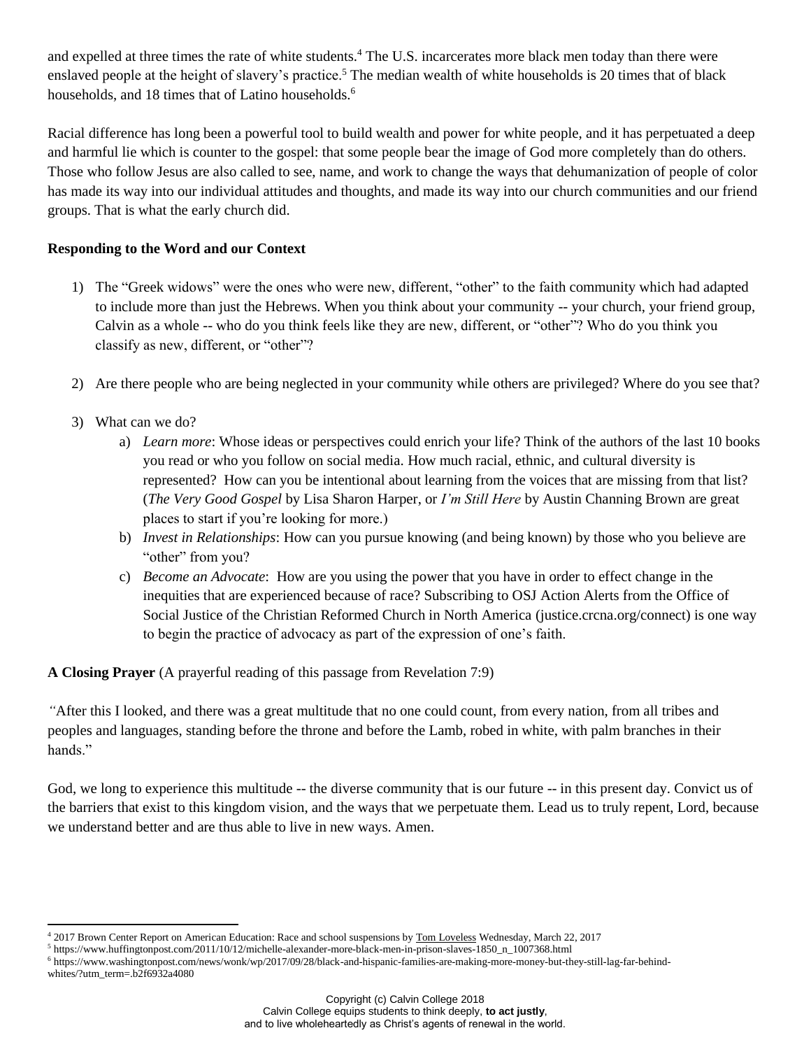and expelled at three times the rate of white students.[4] The U.S. incarcerates more black men today than there were enslaved people at the height of slavery's practice.[5] The median wealth of white households is 20 times that of black households, and 18 times that of Latino households.[6]

Racial difference has long been a powerful tool to build wealth and power for white people, and it has perpetuated a deep and harmful lie which is counter to the gospel: that some people bear the image of God more completely than do others. Those who follow Jesus are also called to see, name, and work to change the ways that dehumanization of people of color has made its way into our individual attitudes and thoughts, and made its way into our church communities and our friend groups. That is what the early church did.

**Responding to the Word and our Context**

1) The "Greek widows" were the ones who were new, different, "other" to the faith community which had adapted to include more than just the Hebrews. When you think about your community -- your church, your friend group, Calvin as a whole -- who do you think feels like they are new, different, or "other"? Who do you think you classify as new, different, or "other"?

2) Are there people who are being neglected in your community while others are privileged? Where do you see that?

3) What can we do?
    a) *Learn more*: Whose ideas or perspectives could enrich your life? Think of the authors of the last 10 books you read or who you follow on social media. How much racial, ethnic, and cultural diversity is represented? How can you be intentional about learning from the voices that are missing from that list? (*The Very Good Gospel* by Lisa Sharon Harper, or *I'm Still Here* by Austin Channing Brown are great places to start if you're looking for more.)
    b) *Invest in Relationships*: How can you pursue knowing (and being known) by those who you believe are "other" from you?
    c) *Become an Advocate*: How are you using the power that you have in order to effect change in the inequities that are experienced because of race? Subscribing to OSJ Action Alerts from the Office of Social Justice of the Christian Reformed Church in North America (justice.crcna.org/connect) is one way to begin the practice of advocacy as part of the expression of one's faith.

**A Closing Prayer** (A prayerful reading of this passage from Revelation 7:9)

*"*After this I looked, and there was a great multitude that no one could count, from every nation, from all tribes and peoples and languages, standing before the throne and before the Lamb, robed in white, with palm branches in their hands."

God, we long to experience this multitude -- the diverse community that is our future -- in this present day. Convict us of the barriers that exist to this kingdom vision, and the ways that we perpetuate them. Lead us to truly repent, Lord, because we understand better and are thus able to live in new ways. Amen.

---

[4] 2017 Brown Center Report on American Education: Race and school suspensions by Tom Loveless Wednesday, March 22, 2017

[5] https://www.huffingtonpost.com/2011/10/12/michelle-alexander-more-black-men-in-prison-slaves-1850_n_1007368.html

[6] https://www.washingtonpost.com/news/wonk/wp/2017/09/28/black-and-hispanic-families-are-making-more-money-but-they-still-lag-far-behind-whites/?utm_term=.b2f6932a4080

Copyright (c) Calvin College 2018
Calvin College equips students to think deeply, **to act justly**, and to live wholeheartedly as Christ's agents of renewal in the world.